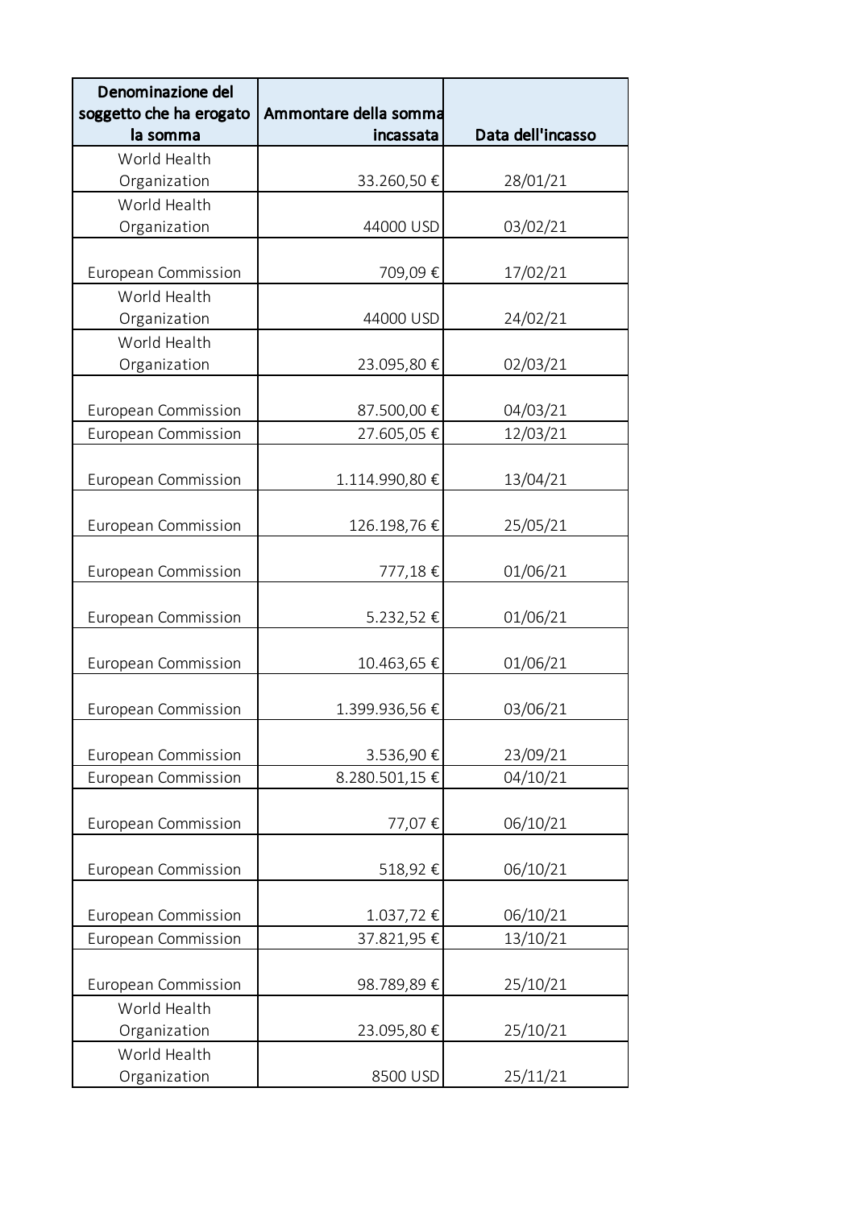| Denominazione del soggetto che ha erogato la somma | Ammontare della somma incassata | Data dell'incasso |
|---|---|---|
| World Health Organization | 33.260,50 € | 28/01/21 |
| World Health Organization | 44000 USD | 03/02/21 |
| European Commission | 709,09 € | 17/02/21 |
| World Health Organization | 44000 USD | 24/02/21 |
| World Health Organization | 23.095,80 € | 02/03/21 |
| European Commission | 87.500,00 € | 04/03/21 |
| European Commission | 27.605,05 € | 12/03/21 |
| European Commission | 1.114.990,80 € | 13/04/21 |
| European Commission | 126.198,76 € | 25/05/21 |
| European Commission | 777,18 € | 01/06/21 |
| European Commission | 5.232,52 € | 01/06/21 |
| European Commission | 10.463,65 € | 01/06/21 |
| European Commission | 1.399.936,56 € | 03/06/21 |
| European Commission | 3.536,90 € | 23/09/21 |
| European Commission | 8.280.501,15 € | 04/10/21 |
| European Commission | 77,07 € | 06/10/21 |
| European Commission | 518,92 € | 06/10/21 |
| European Commission | 1.037,72 € | 06/10/21 |
| European Commission | 37.821,95 € | 13/10/21 |
| European Commission | 98.789,89 € | 25/10/21 |
| World Health Organization | 23.095,80 € | 25/10/21 |
| World Health Organization | 8500 USD | 25/11/21 |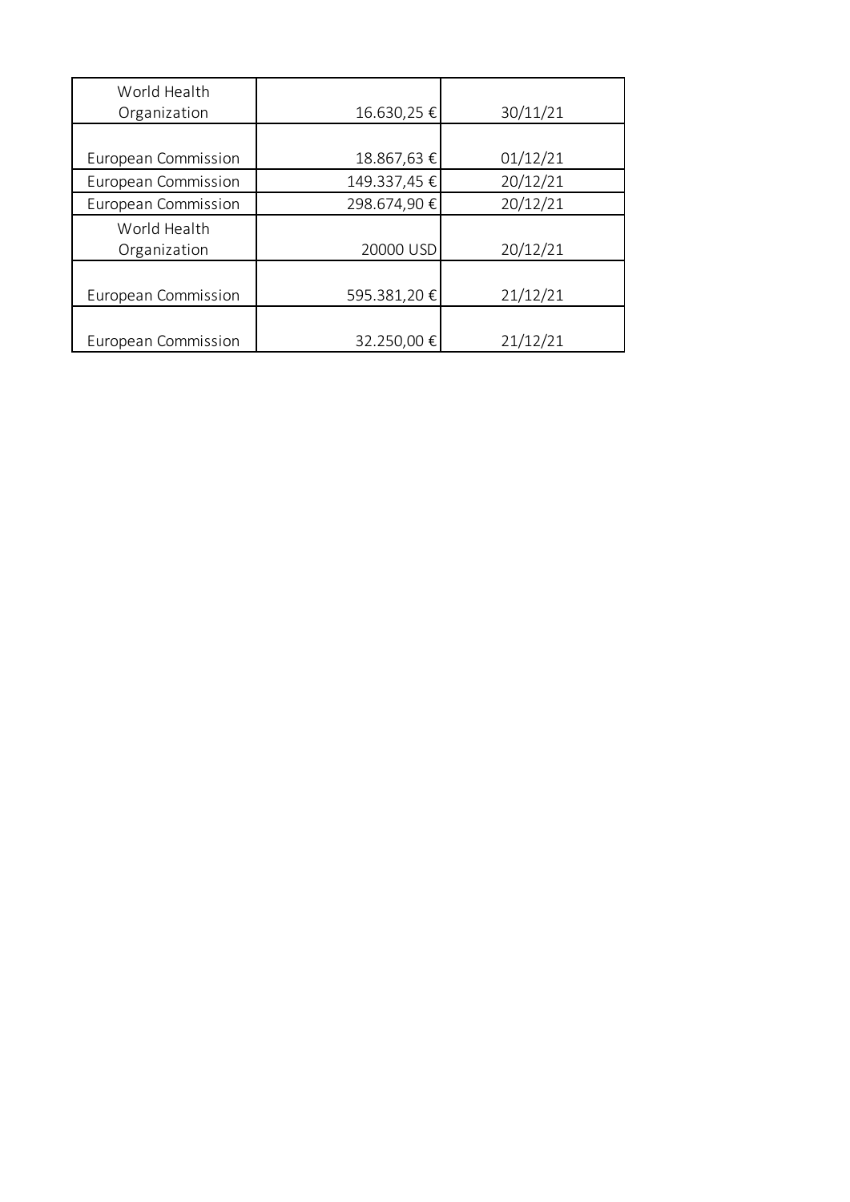| World Health Organization | 16.630,25 € | 30/11/21 |
|---|---|---|
| European Commission | 18.867,63 € | 01/12/21 |
| European Commission | 149.337,45 € | 20/12/21 |
| European Commission | 298.674,90 € | 20/12/21 |
| World Health Organization | 20000 USD | 20/12/21 |
| European Commission | 595.381,20 € | 21/12/21 |
| European Commission | 32.250,00 € | 21/12/21 |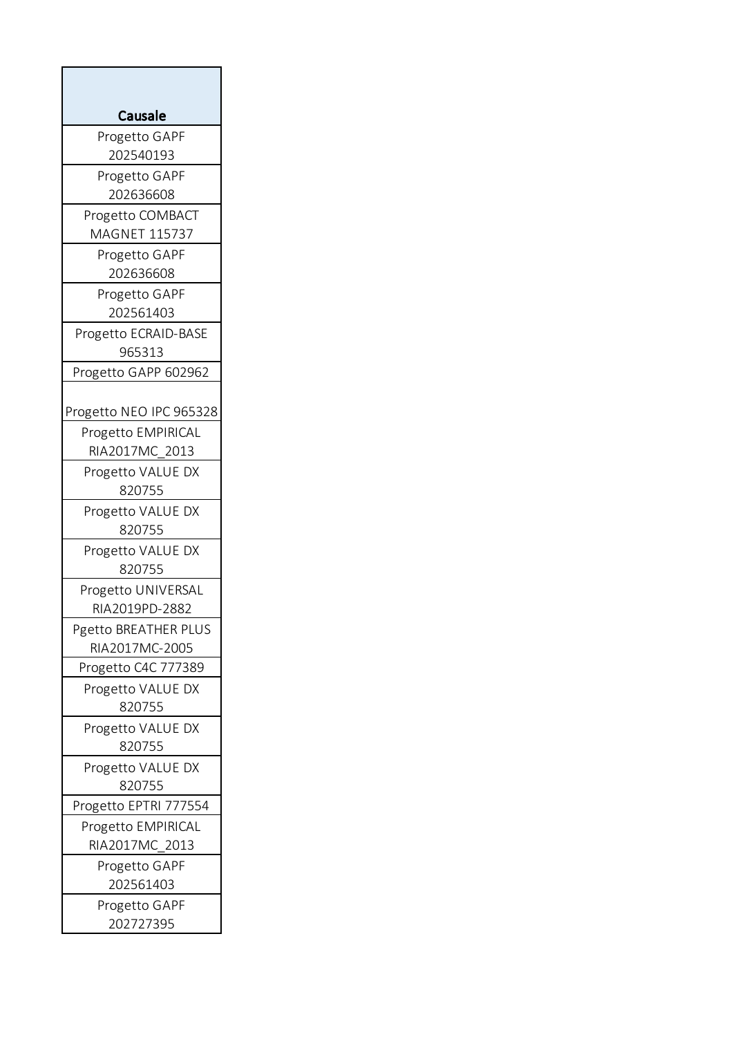| Causale |
| --- |
| Progetto GAPF 202540193 |
| Progetto GAPF 202636608 |
| Progetto COMBACT MAGNET 115737 |
| Progetto GAPF 202636608 |
| Progetto GAPF 202561403 |
| Progetto ECRAID-BASE 965313 |
| Progetto GAPP 602962 |
| Progetto NEO IPC 965328 |
| Progetto EMPIRICAL RIA2017MC_2013 |
| Progetto VALUE DX 820755 |
| Progetto VALUE DX 820755 |
| Progetto VALUE DX 820755 |
| Progetto UNIVERSAL RIA2019PD-2882 |
| Pgetto BREATHER PLUS RIA2017MC-2005 |
| Progetto C4C 777389 |
| Progetto VALUE DX 820755 |
| Progetto VALUE DX 820755 |
| Progetto VALUE DX 820755 |
| Progetto EPTRI 777554 |
| Progetto EMPIRICAL RIA2017MC_2013 |
| Progetto GAPF 202561403 |
| Progetto GAPF 202727395 |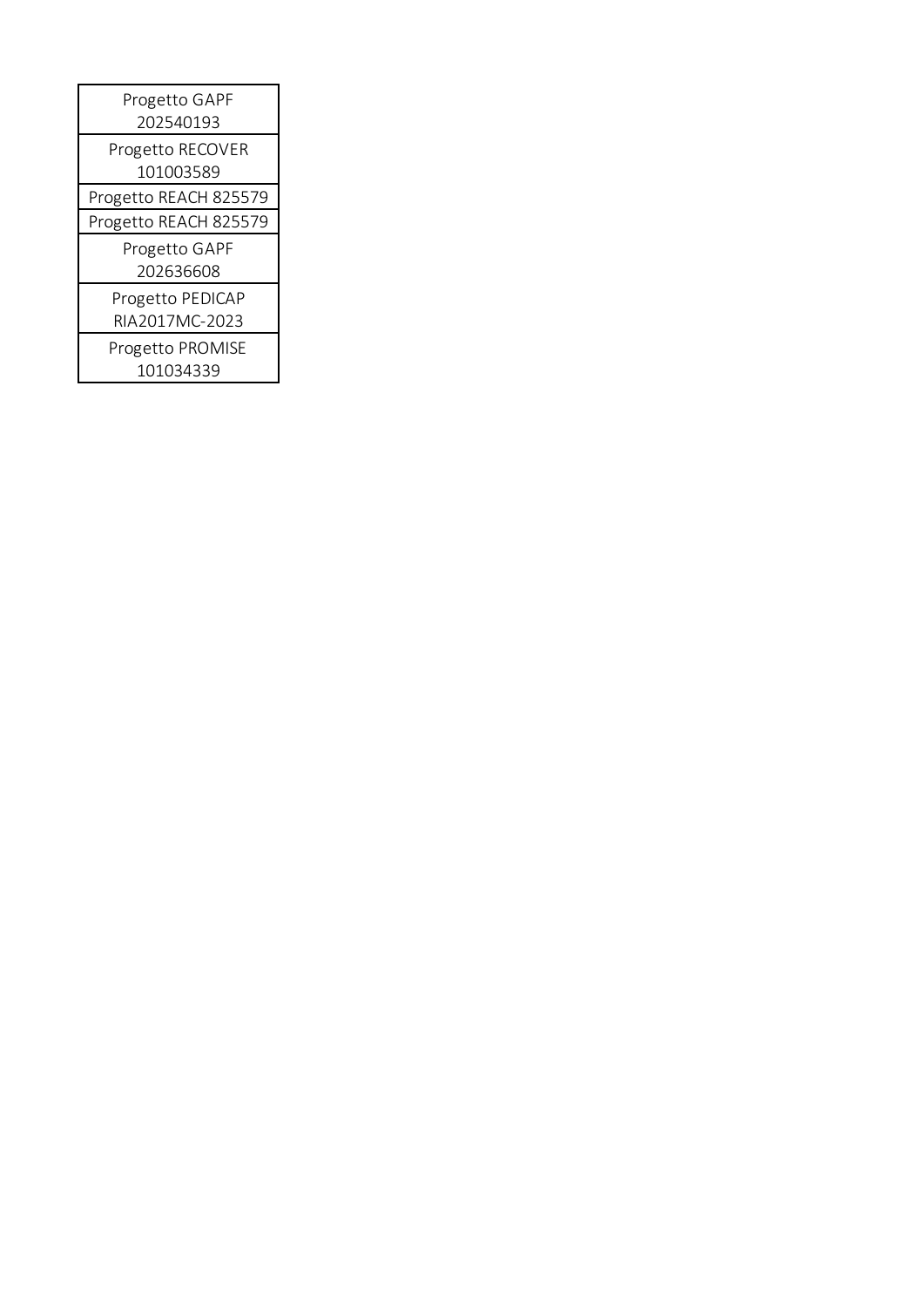| |
|---|
| Progetto GAPF 202540193 |
| Progetto RECOVER 101003589 |
| Progetto REACH 825579 |
| Progetto REACH 825579 |
| Progetto GAPF 202636608 |
| Progetto PEDICAP RIA2017MC-2023 |
| Progetto PROMISE 101034339 |